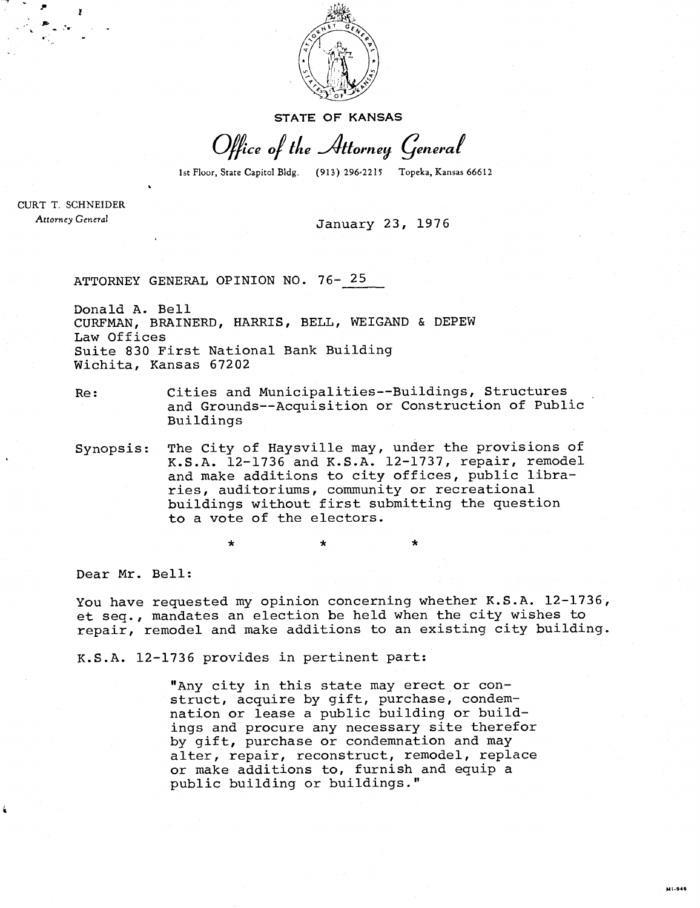STATE OF KANSAS

*Office of the Attorney General*

1st Floor, State Capitol Bldg. (913) 296-2215 Topeka, Kansas 66612

CURT T. SCHNEIDER
*Attorney General*

January 23, 1976

ATTORNEY GENERAL OPINION NO. 76- 25

Donald A. Bell
CURFMAN, BRAINERD, HARRIS, BELL, WEIGAND & DEPEW
Law Offices
Suite 830 First National Bank Building
Wichita, Kansas 67202

Re: Cities and Municipalities--Buildings, Structures and Grounds--Acquisition or Construction of Public Buildings

Synopsis: The City of Haysville may, under the provisions of K.S.A. 12-1736 and K.S.A. 12-1737, repair, remodel and make additions to city offices, public libraries, auditoriums, community or recreational buildings without first submitting the question to a vote of the electors.

\*  \*  \*

Dear Mr. Bell:

You have requested my opinion concerning whether K.S.A. 12-1736, et seq., mandates an election be held when the city wishes to repair, remodel and make additions to an existing city building.

K.S.A. 12-1736 provides in pertinent part:

> "Any city in this state may erect or construct, acquire by gift, purchase, condemnation or lease a public building or buildings and procure any necessary site therefor by gift, purchase or condemnation and may alter, repair, reconstruct, remodel, replace or make additions to, furnish and equip a public building or buildings."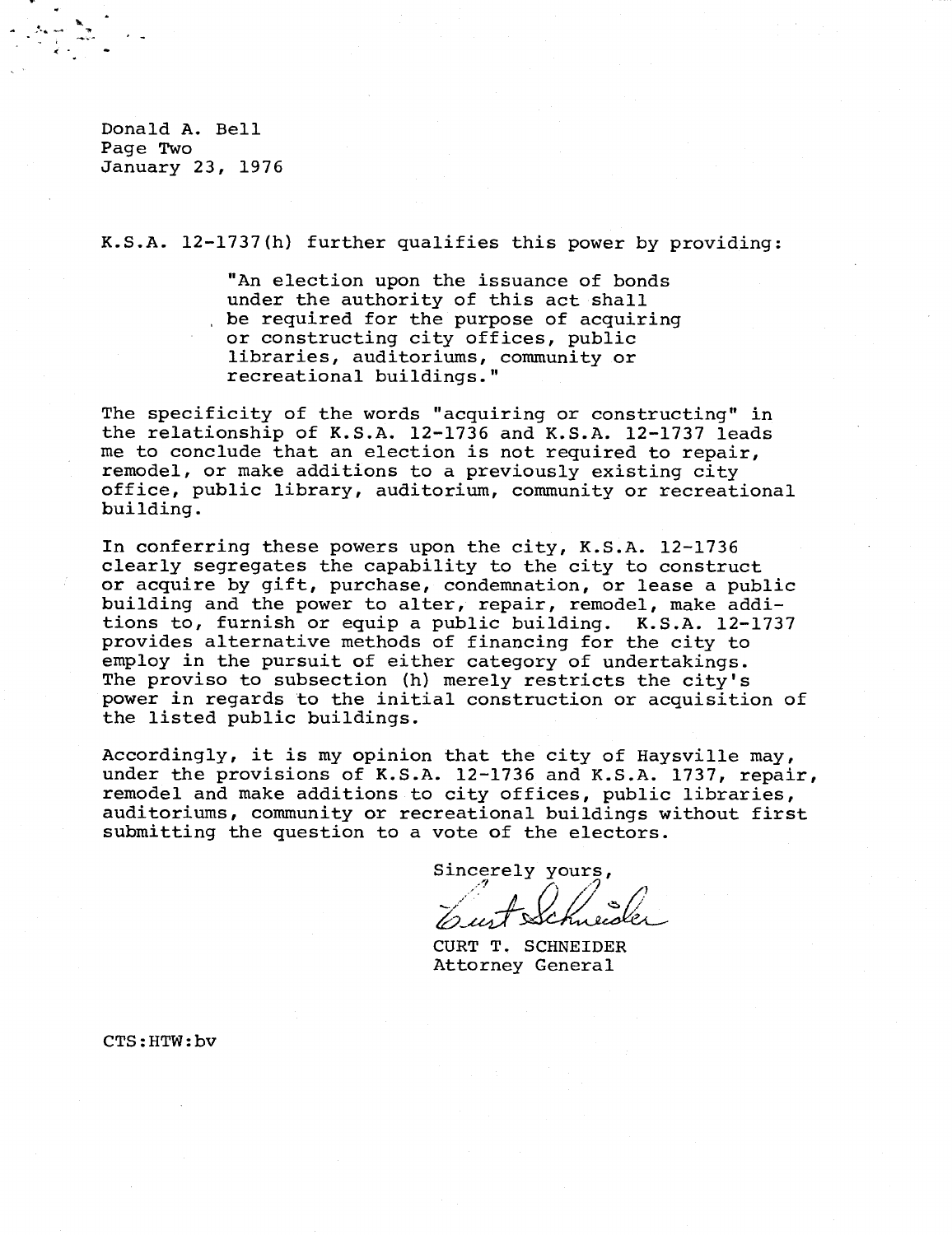Donald A. Bell
Page Two
January 23, 1976

K.S.A. 12-1737(h) further qualifies this power by providing:

> "An election upon the issuance of bonds under the authority of this act shall be required for the purpose of acquiring or constructing city offices, public libraries, auditoriums, community or recreational buildings."

The specificity of the words "acquiring or constructing" in the relationship of K.S.A. 12-1736 and K.S.A. 12-1737 leads me to conclude that an election is not required to repair, remodel, or make additions to a previously existing city office, public library, auditorium, community or recreational building.

In conferring these powers upon the city, K.S.A. 12-1736 clearly segregates the capability to the city to construct or acquire by gift, purchase, condemnation, or lease a public building and the power to alter, repair, remodel, make additions to, furnish or equip a public building. K.S.A. 12-1737 provides alternative methods of financing for the city to employ in the pursuit of either category of undertakings. The proviso to subsection (h) merely restricts the city's power in regards to the initial construction or acquisition of the listed public buildings.

Accordingly, it is my opinion that the city of Haysville may, under the provisions of K.S.A. 12-1736 and K.S.A. 1737, repair, remodel and make additions to city offices, public libraries, auditoriums, community or recreational buildings without first submitting the question to a vote of the electors.

Sincerely yours,

Curt Schneider

CURT T. SCHNEIDER
Attorney General

CTS:HTW:bv